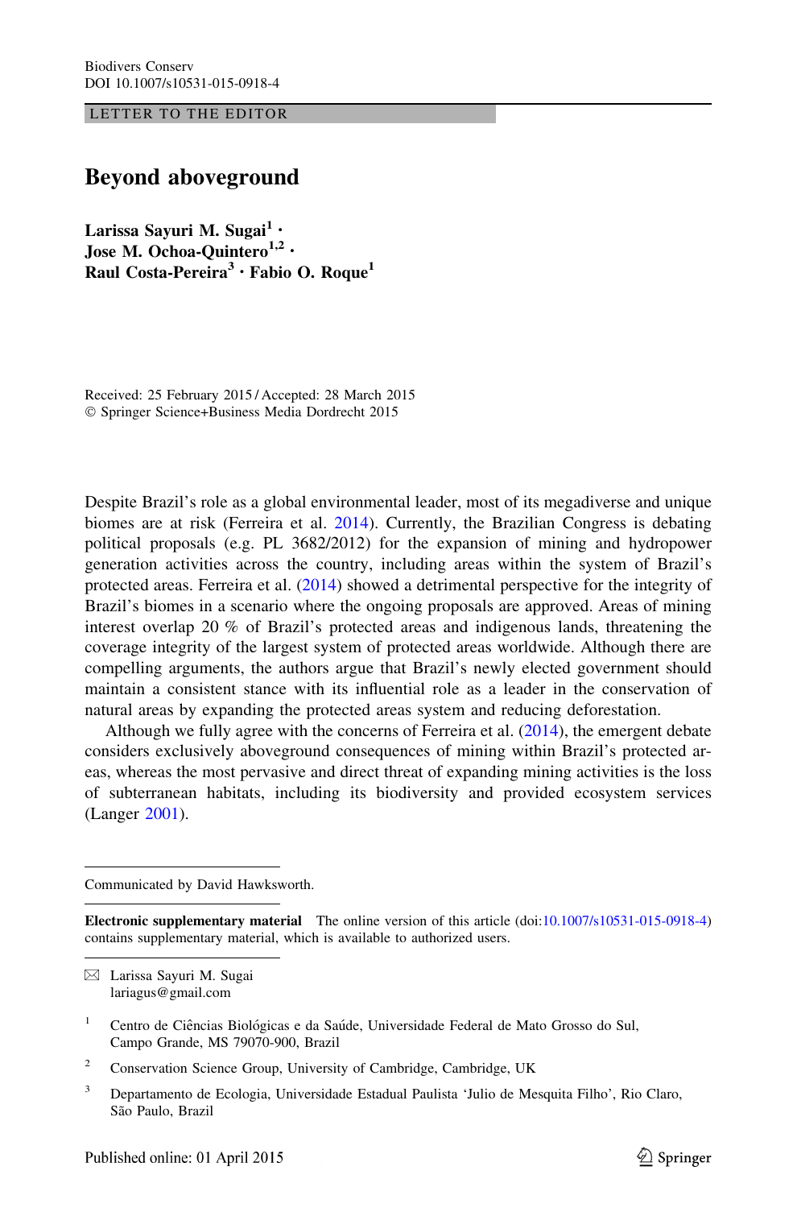LETTER TO THE EDITOR

# Beyond aboveground

**Larissa Sayuri M. Sugai[1] · Jose M. Ochoa-Quintero[1,2] · Raul Costa-Pereira[3] · Fabio O. Roque[1]**

Received: 25 February 2015 / Accepted: 28 March 2015
© Springer Science+Business Media Dordrecht 2015

Despite Brazil's role as a global environmental leader, most of its megadiverse and unique biomes are at risk (Ferreira et al. 2014). Currently, the Brazilian Congress is debating political proposals (e.g. PL 3682/2012) for the expansion of mining and hydropower generation activities across the country, including areas within the system of Brazil's protected areas. Ferreira et al. (2014) showed a detrimental perspective for the integrity of Brazil's biomes in a scenario where the ongoing proposals are approved. Areas of mining interest overlap 20 % of Brazil's protected areas and indigenous lands, threatening the coverage integrity of the largest system of protected areas worldwide. Although there are compelling arguments, the authors argue that Brazil's newly elected government should maintain a consistent stance with its influential role as a leader in the conservation of natural areas by expanding the protected areas system and reducing deforestation.

Although we fully agree with the concerns of Ferreira et al. (2014), the emergent debate considers exclusively aboveground consequences of mining within Brazil's protected areas, whereas the most pervasive and direct threat of expanding mining activities is the loss of subterranean habitats, including its biodiversity and provided ecosystem services (Langer 2001).

Communicated by David Hawksworth.

**Electronic supplementary material** The online version of this article (doi:10.1007/s10531-015-0918-4) contains supplementary material, which is available to authorized users.

✉ Larissa Sayuri M. Sugai
lariagus@gmail.com

[1] Centro de Ciências Biológicas e da Saúde, Universidade Federal de Mato Grosso do Sul, Campo Grande, MS 79070-900, Brazil

[2] Conservation Science Group, University of Cambridge, Cambridge, UK

[3] Departamento de Ecologia, Universidade Estadual Paulista 'Julio de Mesquita Filho', Rio Claro, São Paulo, Brazil

Published online: 01 April 2015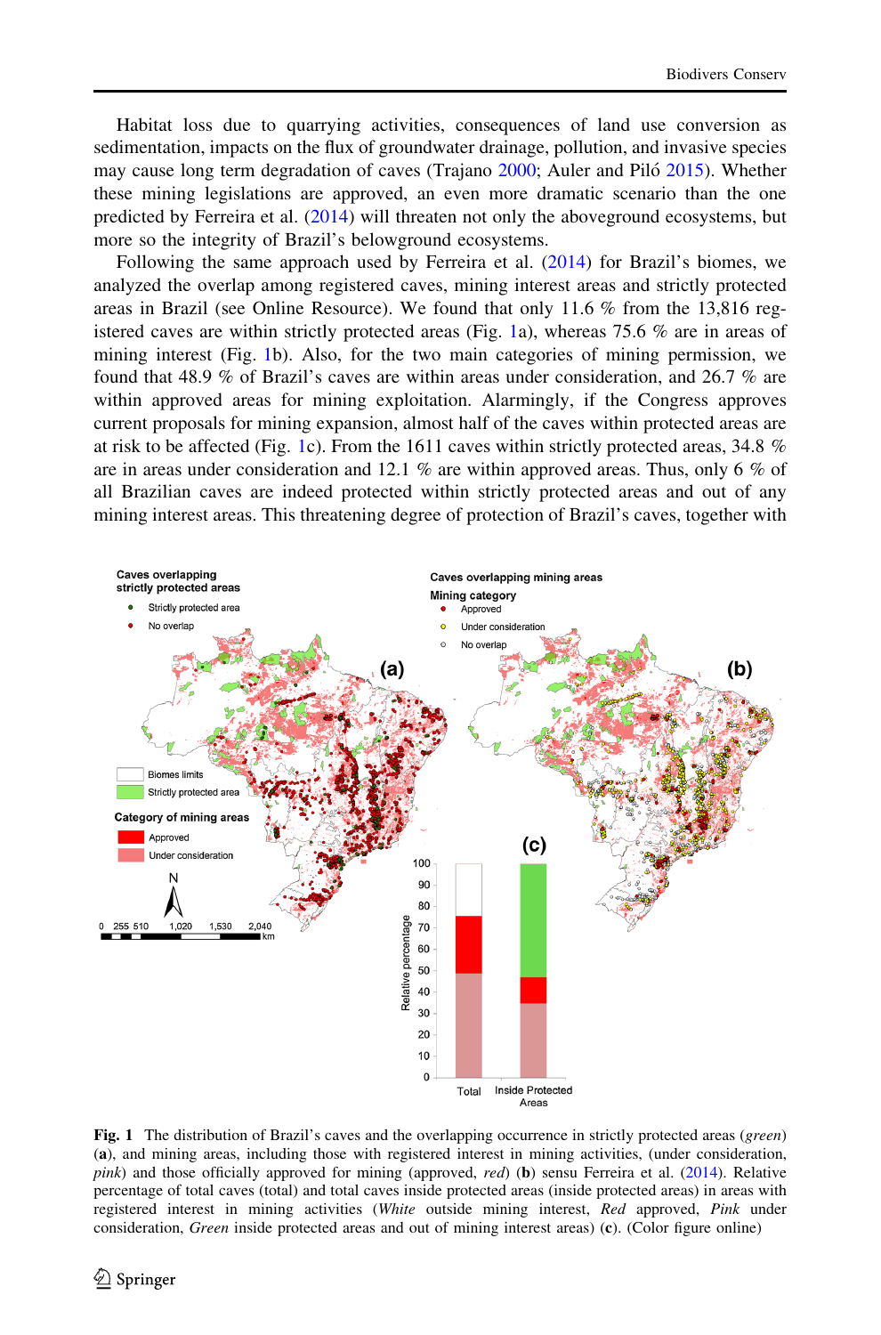Habitat loss due to quarrying activities, consequences of land use conversion as sedimentation, impacts on the flux of groundwater drainage, pollution, and invasive species may cause long term degradation of caves (Trajano 2000; Auler and Piló 2015). Whether these mining legislations are approved, an even more dramatic scenario than the one predicted by Ferreira et al. (2014) will threaten not only the aboveground ecosystems, but more so the integrity of Brazil's belowground ecosystems.

Following the same approach used by Ferreira et al. (2014) for Brazil's biomes, we analyzed the overlap among registered caves, mining interest areas and strictly protected areas in Brazil (see Online Resource). We found that only 11.6 % from the 13,816 registered caves are within strictly protected areas (Fig. 1a), whereas 75.6 % are in areas of mining interest (Fig. 1b). Also, for the two main categories of mining permission, we found that 48.9 % of Brazil's caves are within areas under consideration, and 26.7 % are within approved areas for mining exploitation. Alarmingly, if the Congress approves current proposals for mining expansion, almost half of the caves within protected areas are at risk to be affected (Fig. 1c). From the 1611 caves within strictly protected areas, 34.8 % are in areas under consideration and 12.1 % are within approved areas. Thus, only 6 % of all Brazilian caves are indeed protected within strictly protected areas and out of any mining interest areas. This threatening degree of protection of Brazil's caves, together with

**Fig. 1** The distribution of Brazil's caves and the overlapping occurrence in strictly protected areas (*green*) (**a**), and mining areas, including those with registered interest in mining activities, (under consideration, *pink*) and those officially approved for mining (approved, *red*) (**b**) sensu Ferreira et al. (2014). Relative percentage of total caves (total) and total caves inside protected areas (inside protected areas) in areas with registered interest in mining activities (*White* outside mining interest, *Red* approved, *Pink* under consideration, *Green* inside protected areas and out of mining interest areas) (**c**). (Color figure online)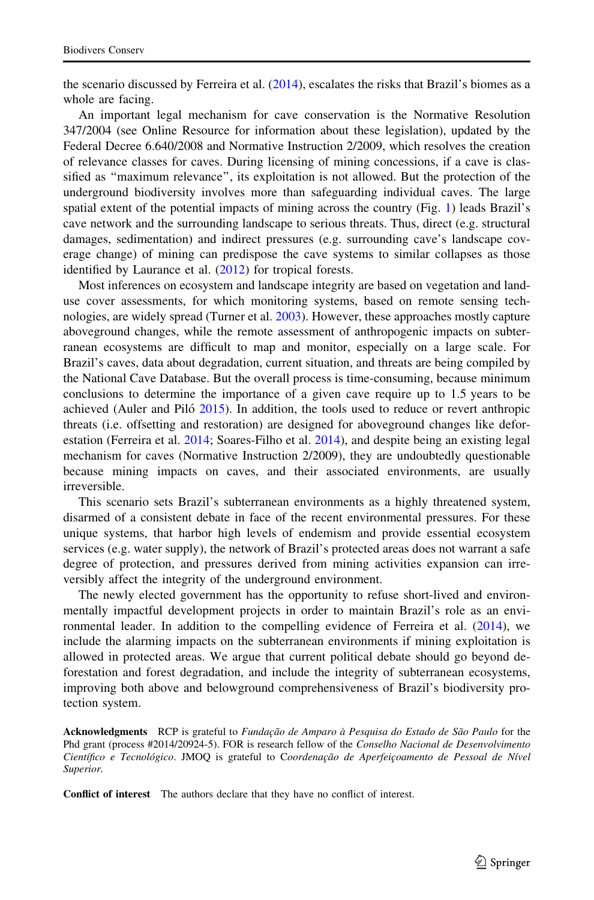the scenario discussed by Ferreira et al. (2014), escalates the risks that Brazil's biomes as a whole are facing.

An important legal mechanism for cave conservation is the Normative Resolution 347/2004 (see Online Resource for information about these legislation), updated by the Federal Decree 6.640/2008 and Normative Instruction 2/2009, which resolves the creation of relevance classes for caves. During licensing of mining concessions, if a cave is classified as "maximum relevance", its exploitation is not allowed. But the protection of the underground biodiversity involves more than safeguarding individual caves. The large spatial extent of the potential impacts of mining across the country (Fig. 1) leads Brazil's cave network and the surrounding landscape to serious threats. Thus, direct (e.g. structural damages, sedimentation) and indirect pressures (e.g. surrounding cave's landscape coverage change) of mining can predispose the cave systems to similar collapses as those identified by Laurance et al. (2012) for tropical forests.

Most inferences on ecosystem and landscape integrity are based on vegetation and land-use cover assessments, for which monitoring systems, based on remote sensing technologies, are widely spread (Turner et al. 2003). However, these approaches mostly capture aboveground changes, while the remote assessment of anthropogenic impacts on subterranean ecosystems are difficult to map and monitor, especially on a large scale. For Brazil's caves, data about degradation, current situation, and threats are being compiled by the National Cave Database. But the overall process is time-consuming, because minimum conclusions to determine the importance of a given cave require up to 1.5 years to be achieved (Auler and Piló 2015). In addition, the tools used to reduce or revert anthropic threats (i.e. offsetting and restoration) are designed for aboveground changes like deforestation (Ferreira et al. 2014; Soares-Filho et al. 2014), and despite being an existing legal mechanism for caves (Normative Instruction 2/2009), they are undoubtedly questionable because mining impacts on caves, and their associated environments, are usually irreversible.

This scenario sets Brazil's subterranean environments as a highly threatened system, disarmed of a consistent debate in face of the recent environmental pressures. For these unique systems, that harbor high levels of endemism and provide essential ecosystem services (e.g. water supply), the network of Brazil's protected areas does not warrant a safe degree of protection, and pressures derived from mining activities expansion can irreversibly affect the integrity of the underground environment.

The newly elected government has the opportunity to refuse short-lived and environmentally impactful development projects in order to maintain Brazil's role as an environmental leader. In addition to the compelling evidence of Ferreira et al. (2014), we include the alarming impacts on the subterranean environments if mining exploitation is allowed in protected areas. We argue that current political debate should go beyond deforestation and forest degradation, and include the integrity of subterranean ecosystems, improving both above and belowground comprehensiveness of Brazil's biodiversity protection system.

**Acknowledgments** RCP is grateful to *Fundação de Amparo à Pesquisa do Estado de São Paulo* for the Phd grant (process #2014/20924-5). FOR is research fellow of the *Conselho Nacional de Desenvolvimento Científico e Tecnológico*. JMOQ is grateful to *Coordenação de Aperfeiçoamento de Pessoal de Nível Superior*.

**Conflict of interest** The authors declare that they have no conflict of interest.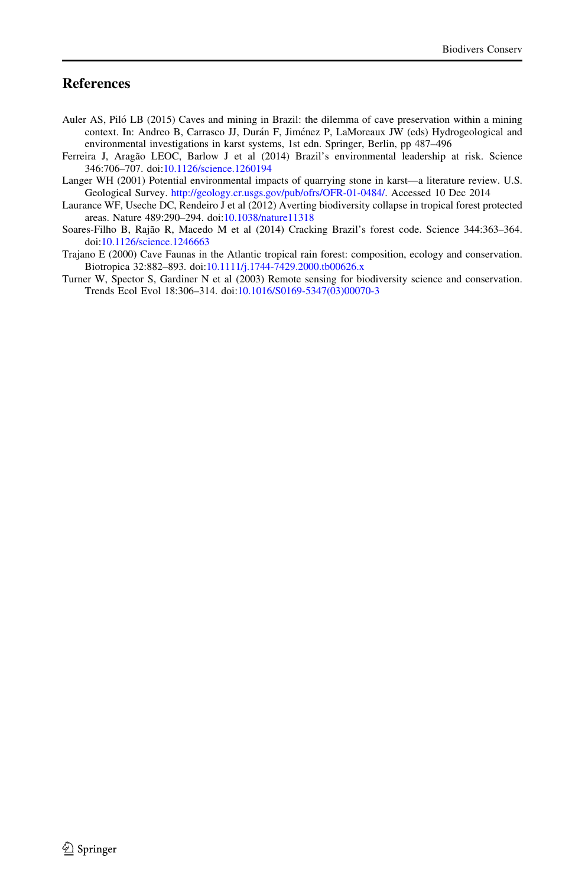## References

Auler AS, Piló LB (2015) Caves and mining in Brazil: the dilemma of cave preservation within a mining context. In: Andreo B, Carrasco JJ, Durán F, Jiménez P, LaMoreaux JW (eds) Hydrogeological and environmental investigations in karst systems, 1st edn. Springer, Berlin, pp 487–496

Ferreira J, Aragão LEOC, Barlow J et al (2014) Brazil's environmental leadership at risk. Science 346:706–707. doi:10.1126/science.1260194

Langer WH (2001) Potential environmental impacts of quarrying stone in karst—a literature review. U.S. Geological Survey. http://geology.cr.usgs.gov/pub/ofrs/OFR-01-0484/. Accessed 10 Dec 2014

Laurance WF, Useche DC, Rendeiro J et al (2012) Averting biodiversity collapse in tropical forest protected areas. Nature 489:290–294. doi:10.1038/nature11318

Soares-Filho B, Rajão R, Macedo M et al (2014) Cracking Brazil's forest code. Science 344:363–364. doi:10.1126/science.1246663

Trajano E (2000) Cave Faunas in the Atlantic tropical rain forest: composition, ecology and conservation. Biotropica 32:882–893. doi:10.1111/j.1744-7429.2000.tb00626.x

Turner W, Spector S, Gardiner N et al (2003) Remote sensing for biodiversity science and conservation. Trends Ecol Evol 18:306–314. doi:10.1016/S0169-5347(03)00070-3